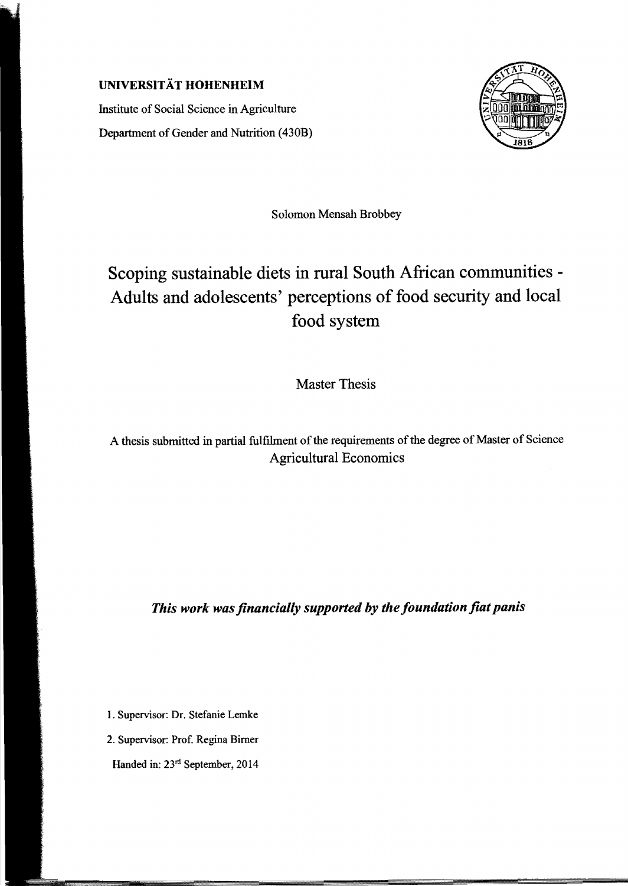**UNIVERSITÄT HOHENHEIM**

Institute of Social Science in Agriculture

Department of Gender and Nutrition (430B)

Solomon Mensah Brobbey

# Scoping sustainable diets in rural South African communities - Adults and adolescents' perceptions of food security and local food system

Master Thesis

A thesis submitted in partial fulfilment of the requirements of the degree of Master of Science Agricultural Economics

***This work was financially supported by the foundation fiat panis***

1. Supervisor: Dr. Stefanie Lemke
2. Supervisor: Prof. Regina Birner

Handed in: 23rd September, 2014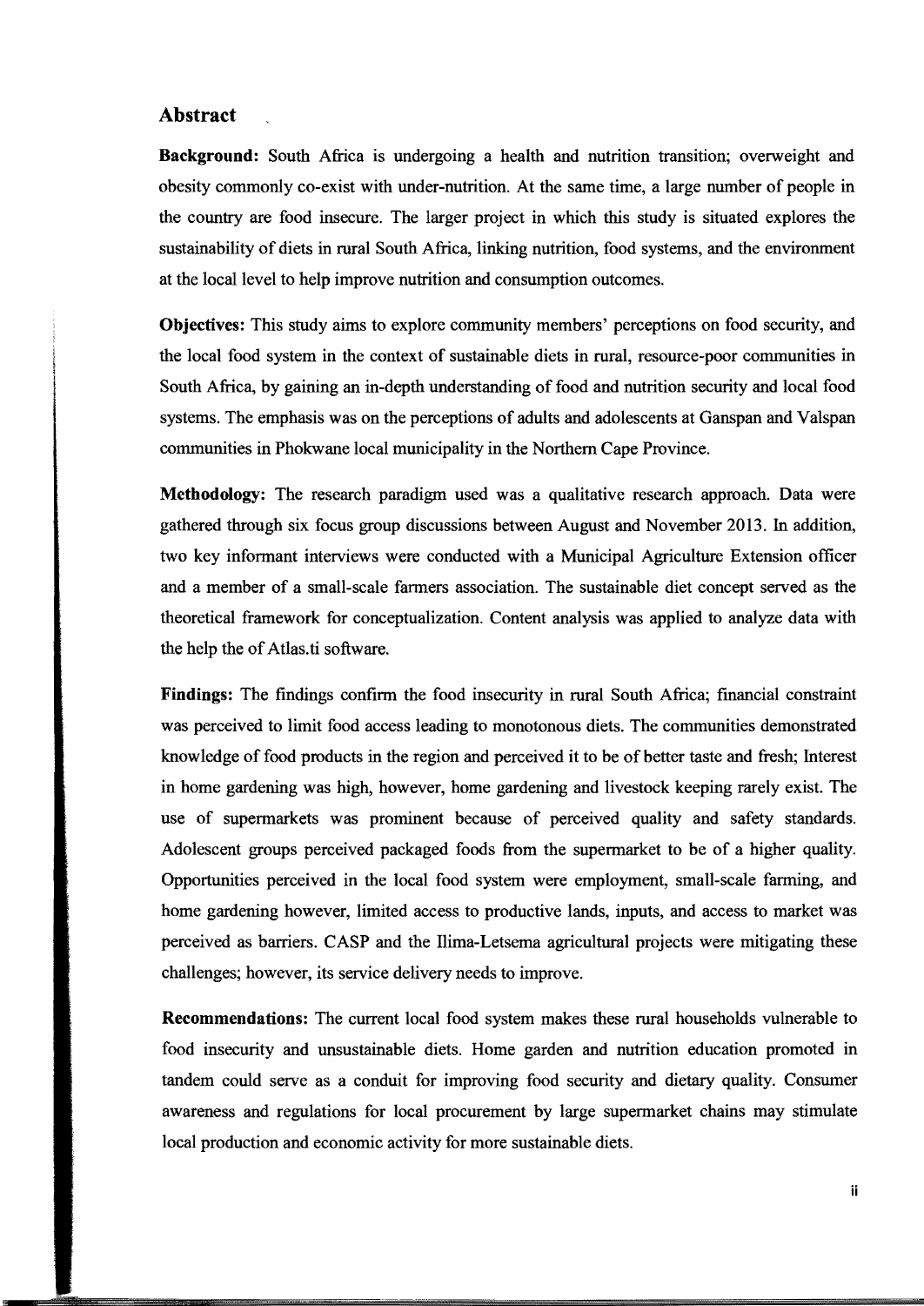## Abstract

**Background:** South Africa is undergoing a health and nutrition transition; overweight and obesity commonly co-exist with under-nutrition. At the same time, a large number of people in the country are food insecure. The larger project in which this study is situated explores the sustainability of diets in rural South Africa, linking nutrition, food systems, and the environment at the local level to help improve nutrition and consumption outcomes.

**Objectives:** This study aims to explore community members' perceptions on food security, and the local food system in the context of sustainable diets in rural, resource-poor communities in South Africa, by gaining an in-depth understanding of food and nutrition security and local food systems. The emphasis was on the perceptions of adults and adolescents at Ganspan and Valspan communities in Phokwane local municipality in the Northern Cape Province.

**Methodology:** The research paradigm used was a qualitative research approach. Data were gathered through six focus group discussions between August and November 2013. In addition, two key informant interviews were conducted with a Municipal Agriculture Extension officer and a member of a small-scale farmers association. The sustainable diet concept served as the theoretical framework for conceptualization. Content analysis was applied to analyze data with the help the of Atlas.ti software.

**Findings:** The findings confirm the food insecurity in rural South Africa; financial constraint was perceived to limit food access leading to monotonous diets. The communities demonstrated knowledge of food products in the region and perceived it to be of better taste and fresh; Interest in home gardening was high, however, home gardening and livestock keeping rarely exist. The use of supermarkets was prominent because of perceived quality and safety standards. Adolescent groups perceived packaged foods from the supermarket to be of a higher quality. Opportunities perceived in the local food system were employment, small-scale farming, and home gardening however, limited access to productive lands, inputs, and access to market was perceived as barriers. CASP and the Ilima-Letsema agricultural projects were mitigating these challenges; however, its service delivery needs to improve.

**Recommendations:** The current local food system makes these rural households vulnerable to food insecurity and unsustainable diets. Home garden and nutrition education promoted in tandem could serve as a conduit for improving food security and dietary quality. Consumer awareness and regulations for local procurement by large supermarket chains may stimulate local production and economic activity for more sustainable diets.